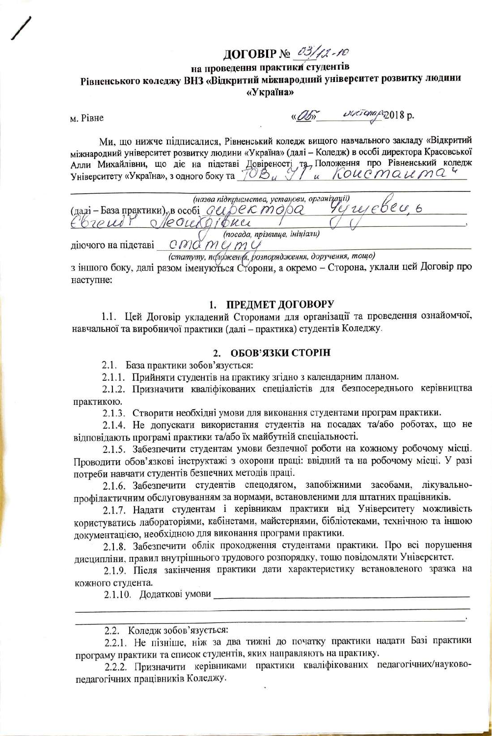# ДОГОВІР № 03/12-10

**на проведення практики студентів**
**Рівненського коледжу ВНЗ «Відкритий міжнародний університет розвитку людини «Україна»**

м. Рівне «05» листопада 2018 р.

Ми, що нижче підписалися, Рівненський коледж вищого навчального закладу «Відкритий міжнародний університет розвитку людини «Україна» (далі – Коледж) в особі директора Красовської Алли Михайлівни, що діє на підставі Довіреності та Положення про Рівненський коледж Університету «Україна», з одного боку та ТОВ „ЯТ“ „Константа“

(назва підприємства, установи, організації)

(далі – База практики), в особі директора Чугуєвець Євгенії Леонідівни,

(посада, прізвище, ініціали)

діючого на підставі статуту

(статуту, положення, розпорядження, доручення, тощо)

з іншого боку, далі разом іменуються Сторони, а окремо – Сторона, уклали цей Договір про наступне:

## 1. ПРЕДМЕТ ДОГОВОРУ

1.1. Цей Договір укладений Сторонами для організації та проведення ознайомчої, навчальної та виробничої практики (далі – практика) студентів Коледжу.

## 2. ОБОВ'ЯЗКИ СТОРІН

2.1. База практики зобов'язується:

2.1.1. Прийняти студентів на практику згідно з календарним планом.

2.1.2. Призначити кваліфікованих спеціалістів для безпосереднього керівництва практикою.

2.1.3. Створити необхідні умови для виконання студентами програм практики.

2.1.4. Не допускати використання студентів на посадах та/або роботах, що не відповідають програмі практики та/або їх майбутній спеціальності.

2.1.5. Забезпечити студентам умови безпечної роботи на кожному робочому місці. Проводити обов'язкові інструктажі з охорони праці: ввідний та на робочому місці. У разі потреби навчати студентів безпечних методів праці.

2.1.6. Забезпечити студентів спецодягом, запобіжними засобами, лікувально-профілактичним обслуговуванням за нормами, встановленими для штатних працівників.

2.1.7. Надати студентам і керівникам практики від Університету можливість користуватись лабораторіями, кабінетами, майстернями, бібліотеками, технічною та іншою документацією, необхідною для виконання програми практики.

2.1.8. Забезпечити облік проходження студентами практики. Про всі порушення дисципліни, правил внутрішнього трудового розпорядку, тощо повідомляти Університет.

2.1.9. Після закінчення практики дати характеристику встановленого зразка на кожного студента.

2.1.10. Додаткові умови ______________________________________________

______________________________________________________________________.

2.2. Коледж зобов'язується:

2.2.1. Не пізніше, ніж за два тижні до початку практики надати Базі практики програму практики та список студентів, яких направляють на практику.

2.2.2. Призначити керівниками практики кваліфікованих педагогічних/науково-педагогічних працівників Коледжу.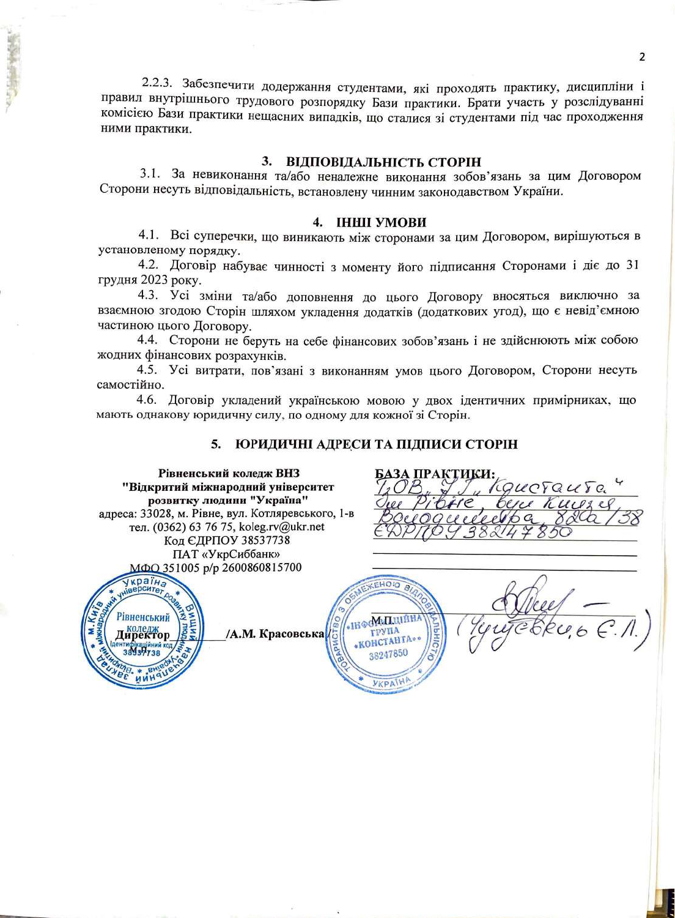2.2.3. Забезпечити додержання студентами, які проходять практику, дисципліни і правил внутрішнього трудового розпорядку Бази практики. Брати участь у розслідуванні комісією Бази практики нещасних випадків, що сталися зі студентами під час проходження ними практики.

## 3. ВІДПОВІДАЛЬНІСТЬ СТОРІН

3.1. За невиконання та/або неналежне виконання зобов'язань за цим Договором Сторони несуть відповідальність, встановлену чинним законодавством України.

## 4. ІНШІ УМОВИ

4.1. Всі суперечки, що виникають між сторонами за цим Договором, вирішуються в установленому порядку.

4.2. Договір набуває чинності з моменту його підписання Сторонами і діє до 31 грудня 2023 року.

4.3. Усі зміни та/або доповнення до цього Договору вносяться виключно за взаємною згодою Сторін шляхом укладення додатків (додаткових угод), що є невід'ємною частиною цього Договору.

4.4. Сторони не беруть на себе фінансових зобов'язань і не здійснюють між собою жодних фінансових розрахунків.

4.5. Усі витрати, пов'язані з виконанням умов цього Договором, Сторони несуть самостійно.

4.6. Договір укладений українською мовою у двох ідентичних примірниках, що мають однакову юридичну силу, по одному для кожної зі Сторін.

## 5. ЮРИДИЧНІ АДРЕСИ ТА ПІДПИСИ СТОРІН

**Рівненський коледж ВНЗ "Відкритий міжнародний університет розвитку людини "Україна"**
адреса: 33028, м. Рівне, вул. Котляревського, 1-в
тел. (0362) 63 76 75, koleg.rv@ukr.net
Код ЄДРПОУ 38537738
ПАТ «УкрСиббанк»
МФО 351005 р/р 2600860815700

**Директор** ________ /А.М. Красовська/
М.П.

**БАЗА ПРАКТИКИ:**
ТзОВ „ІГ „Константа"
м. Рівне, вул. Князя Володимира, 82а/38
ЄДРПОУ 38247850

М.П. ________ (Чучевич Є.Л.)